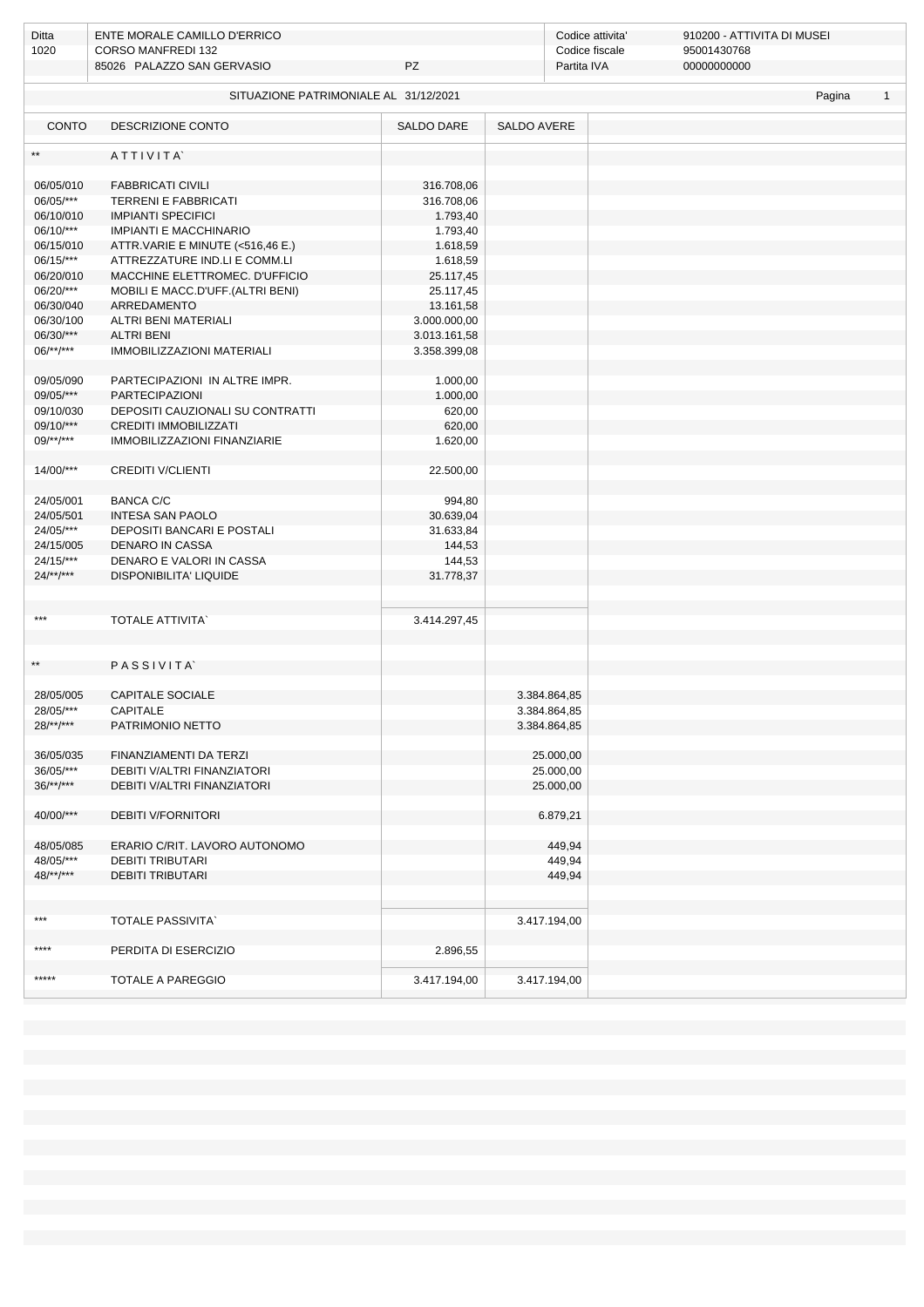| Ditta | ENTE MORALE CAMILLO D'ERRICO | | Codice attivita' | 910200 - ATTIVITA DI MUSEI |
|---|---|---|---|---|
| 1020 | CORSO MANFREDI 132 | | Codice fiscale | 95001430768 |
| | 85026 PALAZZO SAN GERVASIO | PZ | Partita IVA | 00000000000 |

## SITUAZIONE PATRIMONIALE AL 31/12/2021

| CONTO | DESCRIZIONE CONTO | SALDO DARE | SALDO AVERE |
|---|---|---|---|
| ** | A T T I V I T A` | | |
| 06/05/010 | FABBRICATI CIVILI | 316.708,06 | |
| 06/05/*** | TERRENI E FABBRICATI | 316.708,06 | |
| 06/10/010 | IMPIANTI SPECIFICI | 1.793,40 | |
| 06/10/*** | IMPIANTI E MACCHINARIO | 1.793,40 | |
| 06/15/010 | ATTR.VARIE E MINUTE (<516,46 E.) | 1.618,59 | |
| 06/15/*** | ATTREZZATURE IND.LI E COMM.LI | 1.618,59 | |
| 06/20/010 | MACCHINE ELETTROMEC. D'UFFICIO | 25.117,45 | |
| 06/20/*** | MOBILI E MACC.D'UFF.(ALTRI BENI) | 25.117,45 | |
| 06/30/040 | ARREDAMENTO | 13.161,58 | |
| 06/30/100 | ALTRI BENI MATERIALI | 3.000.000,00 | |
| 06/30/*** | ALTRI BENI | 3.013.161,58 | |
| 06/**/*** | IMMOBILIZZAZIONI MATERIALI | 3.358.399,08 | |
| 09/05/090 | PARTECIPAZIONI IN ALTRE IMPR. | 1.000,00 | |
| 09/05/*** | PARTECIPAZIONI | 1.000,00 | |
| 09/10/030 | DEPOSITI CAUZIONALI SU CONTRATTI | 620,00 | |
| 09/10/*** | CREDITI IMMOBILIZZATI | 620,00 | |
| 09/**/*** | IMMOBILIZZAZIONI FINANZIARIE | 1.620,00 | |
| 14/00/*** | CREDITI V/CLIENTI | 22.500,00 | |
| 24/05/001 | BANCA C/C | 994,80 | |
| 24/05/501 | INTESA SAN PAOLO | 30.639,04 | |
| 24/05/*** | DEPOSITI BANCARI E POSTALI | 31.633,84 | |
| 24/15/005 | DENARO IN CASSA | 144,53 | |
| 24/15/*** | DENARO E VALORI IN CASSA | 144,53 | |
| 24/**/*** | DISPONIBILITA' LIQUIDE | 31.778,37 | |
| *** | TOTALE ATTIVITA` | 3.414.297,45 | |
| ** | P A S S I V I T A` | | |
| 28/05/005 | CAPITALE SOCIALE | | 3.384.864,85 |
| 28/05/*** | CAPITALE | | 3.384.864,85 |
| 28/**/*** | PATRIMONIO NETTO | | 3.384.864,85 |
| 36/05/035 | FINANZIAMENTI DA TERZI | | 25.000,00 |
| 36/05/*** | DEBITI V/ALTRI FINANZIATORI | | 25.000,00 |
| 36/**/*** | DEBITI V/ALTRI FINANZIATORI | | 25.000,00 |
| 40/00/*** | DEBITI V/FORNITORI | | 6.879,21 |
| 48/05/085 | ERARIO C/RIT. LAVORO AUTONOMO | | 449,94 |
| 48/05/*** | DEBITI TRIBUTARI | | 449,94 |
| 48/**/*** | DEBITI TRIBUTARI | | 449,94 |
| *** | TOTALE PASSIVITA` | | 3.417.194,00 |
| **** | PERDITA DI ESERCIZIO | 2.896,55 | |
| ***** | TOTALE A PAREGGIO | 3.417.194,00 | 3.417.194,00 |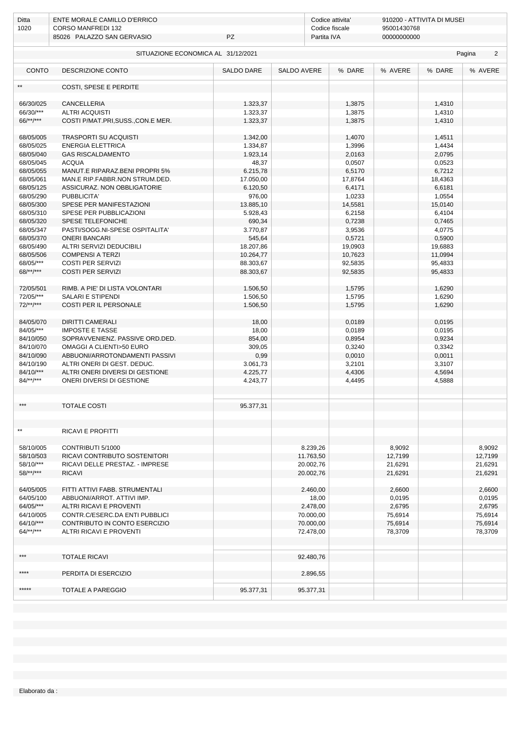| | | | | | |
|---|---|---|---|---|---|
| Ditta | ENTE MORALE CAMILLO D'ERRICO | | Codice attivita' | 910200 - ATTIVITA DI MUSEI | |
| 1020 | CORSO MANFREDI 132 | | Codice fiscale | 95001430768 | |
| | 85026 PALAZZO SAN GERVASIO | PZ | Partita IVA | 00000000000 | |

SITUAZIONE ECONOMICA AL 31/12/2021

| CONTO | DESCRIZIONE CONTO | SALDO DARE | SALDO AVERE | % DARE | % AVERE | % DARE | % AVERE |
|---|---|---|---|---|---|---|---|
| ** | COSTI, SPESE E PERDITE | | | | | | |
| 66/30/025 | CANCELLERIA | 1.323,37 | | 1,3875 | | 1,4310 | |
| 66/30/*** | ALTRI ACQUISTI | 1.323,37 | | 1,3875 | | 1,4310 | |
| 66/**/*** | COSTI P/MAT.PRI,SUSS.,CON.E MER. | 1.323,37 | | 1,3875 | | 1,4310 | |
| 68/05/005 | TRASPORTI SU ACQUISTI | 1.342,00 | | 1,4070 | | 1,4511 | |
| 68/05/025 | ENERGIA ELETTRICA | 1.334,87 | | 1,3996 | | 1,4434 | |
| 68/05/040 | GAS RISCALDAMENTO | 1.923,14 | | 2,0163 | | 2,0795 | |
| 68/05/045 | ACQUA | 48,37 | | 0,0507 | | 0,0523 | |
| 68/05/055 | MANUT.E RIPARAZ.BENI PROPRI 5% | 6.215,78 | | 6,5170 | | 6,7212 | |
| 68/05/061 | MAN.E RIP.FABBR.NON STRUM.DED. | 17.050,00 | | 17,8764 | | 18,4363 | |
| 68/05/125 | ASSICURAZ. NON OBBLIGATORIE | 6.120,50 | | 6,4171 | | 6,6181 | |
| 68/05/290 | PUBBLICITA' | 976,00 | | 1,0233 | | 1,0554 | |
| 68/05/300 | SPESE PER MANIFESTAZIONI | 13.885,10 | | 14,5581 | | 15,0140 | |
| 68/05/310 | SPESE PER PUBBLICAZIONI | 5.928,43 | | 6,2158 | | 6,4104 | |
| 68/05/320 | SPESE TELEFONICHE | 690,34 | | 0,7238 | | 0,7465 | |
| 68/05/347 | PASTI/SOGG.NI-SPESE OSPITALITA' | 3.770,87 | | 3,9536 | | 4,0775 | |
| 68/05/370 | ONERI BANCARI | 545,64 | | 0,5721 | | 0,5900 | |
| 68/05/490 | ALTRI SERVIZI DEDUCIBILI | 18.207,86 | | 19,0903 | | 19,6883 | |
| 68/05/506 | COMPENSI A TERZI | 10.264,77 | | 10,7623 | | 11,0994 | |
| 68/05/*** | COSTI PER SERVIZI | 88.303,67 | | 92,5835 | | 95,4833 | |
| 68/**/*** | COSTI PER SERVIZI | 88.303,67 | | 92,5835 | | 95,4833 | |
| 72/05/501 | RIMB. A PIE' DI LISTA VOLONTARI | 1.506,50 | | 1,5795 | | 1,6290 | |
| 72/05/*** | SALARI E STIPENDI | 1.506,50 | | 1,5795 | | 1,6290 | |
| 72/**/*** | COSTI PER IL PERSONALE | 1.506,50 | | 1,5795 | | 1,6290 | |
| 84/05/070 | DIRITTI CAMERALI | 18,00 | | 0,0189 | | 0,0195 | |
| 84/05/*** | IMPOSTE E TASSE | 18,00 | | 0,0189 | | 0,0195 | |
| 84/10/050 | SOPRAVVENIENZ. PASSIVE ORD.DED. | 854,00 | | 0,8954 | | 0,9234 | |
| 84/10/070 | OMAGGI A CLIENTI>50 EURO | 309,05 | | 0,3240 | | 0,3342 | |
| 84/10/090 | ABBUONI/ARROTONDAMENTI PASSIVI | 0,99 | | 0,0010 | | 0,0011 | |
| 84/10/190 | ALTRI ONERI DI GEST. DEDUC. | 3.061,73 | | 3,2101 | | 3,3107 | |
| 84/10/*** | ALTRI ONERI DIVERSI DI GESTIONE | 4.225,77 | | 4,4306 | | 4,5694 | |
| 84/**/*** | ONERI DIVERSI DI GESTIONE | 4.243,77 | | 4,4495 | | 4,5888 | |
| *** | TOTALE COSTI | 95.377,31 | | | | | |
| ** | RICAVI E PROFITTI | | | | | | |
| 58/10/005 | CONTRIBUTI 5/1000 | | 8.239,26 | | 8,9092 | | 8,9092 |
| 58/10/503 | RICAVI CONTRIBUTO SOSTENITORI | | 11.763,50 | | 12,7199 | | 12,7199 |
| 58/10/*** | RICAVI DELLE PRESTAZ. - IMPRESE | | 20.002,76 | | 21,6291 | | 21,6291 |
| 58/**/*** | RICAVI | | 20.002,76 | | 21,6291 | | 21,6291 |
| 64/05/005 | FITTI ATTIVI FABB. STRUMENTALI | | 2.460,00 | | 2,6600 | | 2,6600 |
| 64/05/100 | ABBUONI/ARROT. ATTIVI IMP. | | 18,00 | | 0,0195 | | 0,0195 |
| 64/05/*** | ALTRI RICAVI E PROVENTI | | 2.478,00 | | 2,6795 | | 2,6795 |
| 64/10/005 | CONTR.C/ESERC.DA ENTI PUBBLICI | | 70.000,00 | | 75,6914 | | 75,6914 |
| 64/10/*** | CONTRIBUTO IN CONTO ESERCIZIO | | 70.000,00 | | 75,6914 | | 75,6914 |
| 64/**/*** | ALTRI RICAVI E PROVENTI | | 72.478,00 | | 78,3709 | | 78,3709 |
| *** | TOTALE RICAVI | | 92.480,76 | | | | |
| **** | PERDITA DI ESERCIZIO | | 2.896,55 | | | | |
| ***** | TOTALE A PAREGGIO | 95.377,31 | 95.377,31 | | | | |

Elaborato da :